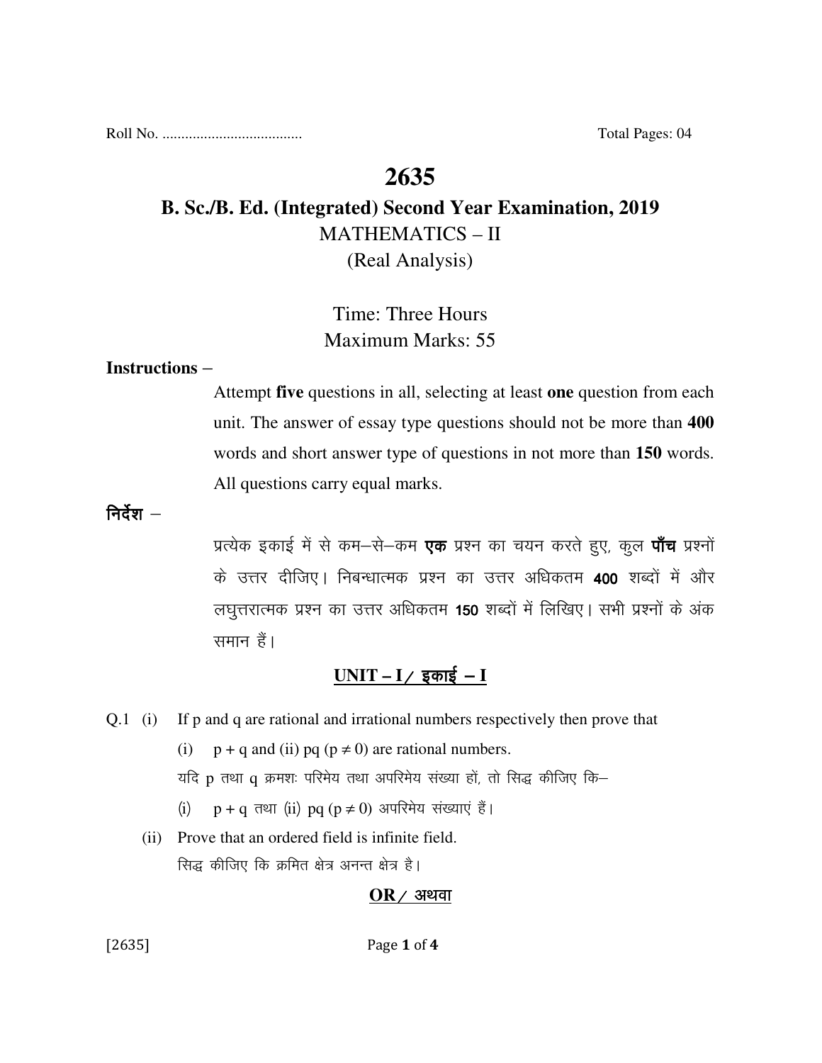Roll No. .................................... Total Pages: 04

# 2635

## B. Sc./B. Ed. (Integrated) Second Year Examination, 2019

MATHEMATICS – II

(Real Analysis)

Time: Three Hours

Maximum Marks: 55

**Instructions –**

Attempt **five** questions in all, selecting at least **one** question from each unit. The answer of essay type questions should not be more than **400** words and short answer type of questions in not more than **150** words. All questions carry equal marks.

**निर्देश –**

प्रत्येक इकाई में से कम–से–कम **एक** प्रश्न का चयन करते हुए, कुल **पाँच** प्रश्नों के उत्तर दीजिए। निबन्धात्मक प्रश्न का उत्तर अधिकतम **400** शब्दों में और लघुत्तरात्मक प्रश्न का उत्तर अधिकतम **150** शब्दों में लिखिए। सभी प्रश्नों के अंक समान हैं।

## UNIT – I / इकाई – I

Q.1 (i) If p and q are rational and irrational numbers respectively then prove that

(i) $p + q$ and (ii) $pq$ $(p \neq 0)$ are rational numbers.

यदि p तथा q क्रमशः परिमेय तथा अपरिमेय संख्या हों, तो सिद्ध कीजिए कि–

(i) $p + q$ तथा (ii) $pq$ $(p \neq 0)$ अपरिमेय संख्याएं हैं।

(ii) Prove that an ordered field is infinite field.

सिद्ध कीजिए कि क्रमित क्षेत्र अनन्त क्षेत्र है।

**OR / अथवा**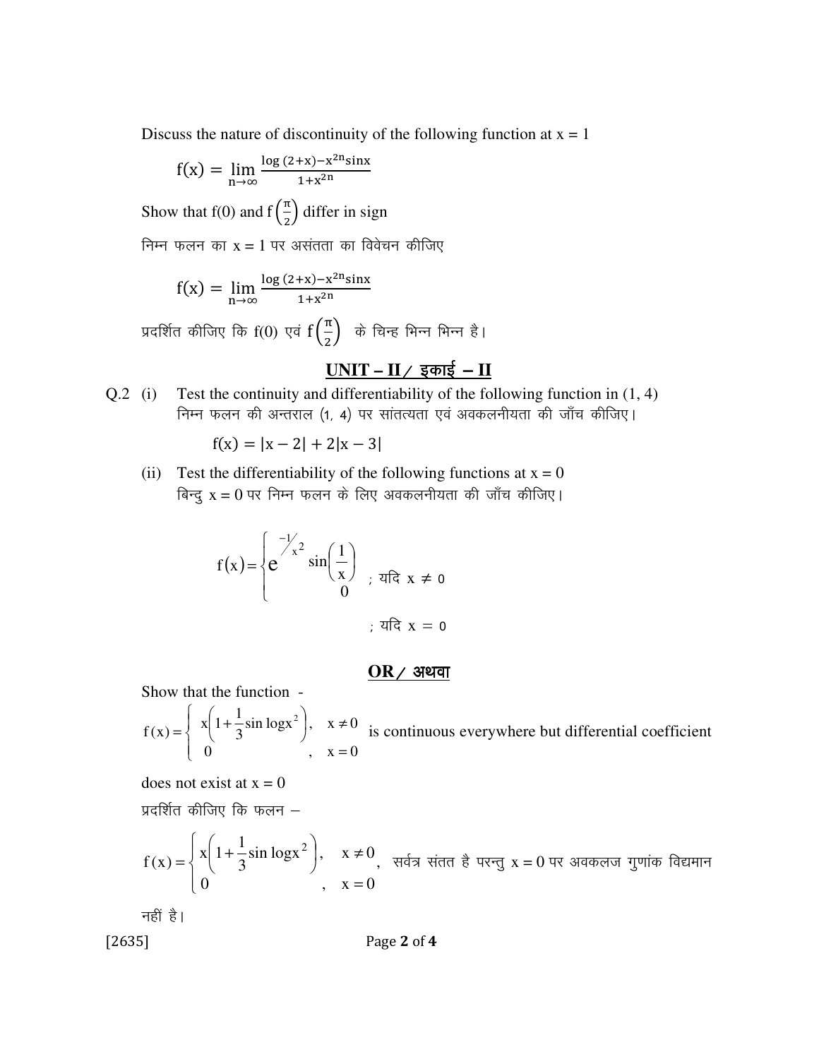Discuss the nature of discontinuity of the following function at x = 1

$$f(x) = \lim_{n\to\infty} \frac{\log(2+x) - x^{2n}\sin x}{1+x^{2n}}$$

Show that f(0) and $f\left(\frac{\pi}{2}\right)$ differ in sign

निम्न फलन का x = 1 पर असंतता का विवेचन कीजिए

$$f(x) = \lim_{n\to\infty} \frac{\log(2+x) - x^{2n}\sin x}{1+x^{2n}}$$

प्रदर्शित कीजिए कि f(0) एवं $f\left(\frac{\pi}{2}\right)$ के चिन्ह भिन्न भिन्न है।

## UNIT – II / इकाई – II

Q.2 (i) Test the continuity and differentiability of the following function in (1, 4)
निम्न फलन की अन्तराल (1, 4) पर सांतत्यता एवं अवकलनीयता की जाँच कीजिए।

$$f(x) = |x-2| + 2|x-3|$$

(ii) Test the differentiability of the following functions at x = 0
बिन्दु x = 0 पर निम्न फलन के लिए अवकलनीयता की जाँच कीजिए।

$$f(x) = \begin{cases} e^{-1/x^2}\sin\left(\frac{1}{x}\right) & ; \text{ यदि } x \neq 0 \\ 0 & ; \text{ यदि } x = 0 \end{cases}$$

## OR / अथवा

Show that the function -

$$f(x) = \begin{cases} x\left(1 + \frac{1}{3}\sin\log x^2\right), & x \neq 0 \\ 0 & , \quad x = 0 \end{cases}$$

is continuous everywhere but differential coefficient does not exist at x = 0

प्रदर्शित कीजिए कि फलन –

$$f(x) = \begin{cases} x\left(1 + \frac{1}{3}\sin\log x^2\right), & x \neq 0 \\ 0 & , \quad x = 0 \end{cases}$$

सर्वत्र संतत है परन्तु x = 0 पर अवकलज गुणांक विद्यमान नहीं है।

[2635]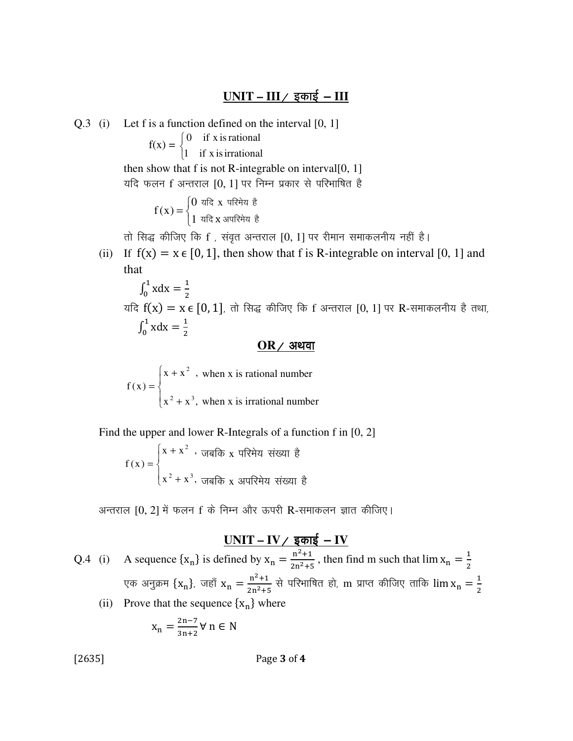## UNIT – III / इकाई – III

Q.3 (i) Let f is a function defined on the interval [0, 1]

$$f(x) = \begin{cases} 0 & \text{if x is rational} \\ 1 & \text{if x is irrational} \end{cases}$$

then show that f is not R-integrable on interval[0, 1]

यदि फलन f अन्तराल [0, 1] पर निम्न प्रकार से परिभाषित है

$$f(x) = \begin{cases} 0 & \text{यदि x परिमेय है} \\ 1 & \text{यदि x अपरिमेय है} \end{cases}$$

तो सिद्ध कीजिए कि f , संवृत अन्तराल [0, 1] पर रीमान समाकलनीय नहीं है।

(ii) If $f(x) = x \in [0, 1]$, then show that f is R-integrable on interval [0, 1] and that

$$\int_0^1 x dx = \frac{1}{2}$$

यदि $f(x) = x \in [0, 1]$, तो सिद्ध कीजिए कि f अन्तराल [0, 1] पर R-समाकलनीय है तथा,

$$\int_0^1 x dx = \frac{1}{2}$$

**OR / अथवा**

$$f(x) = \begin{cases} x + x^2, & \text{when x is rational number} \\ x^2 + x^3, & \text{when x is irrational number} \end{cases}$$

Find the upper and lower R-Integrals of a function f in [0, 2]

$$f(x) = \begin{cases} x + x^2, & \text{जबकि x परिमेय संख्या है} \\ x^2 + x^3, & \text{जबकि x अपरिमेय संख्या है} \end{cases}$$

अन्तराल [0, 2] में फलन f के निम्न और ऊपरी R-समाकलन ज्ञात कीजिए।

## UNIT – IV / इकाई – IV

Q.4 (i) A sequence $\{x_n\}$ is defined by $x_n = \frac{n^2+1}{2n^2+5}$, then find m such that $\lim x_n = \frac{1}{2}$

एक अनुक्रम $\{x_n\}$, जहाँ $x_n = \frac{n^2+1}{2n^2+5}$ से परिभाषित हो, m प्राप्त कीजिए ताकि $\lim x_n = \frac{1}{2}$

(ii) Prove that the sequence $\{x_n\}$ where

$$x_n = \frac{2n-7}{3n+2} \forall n \in N$$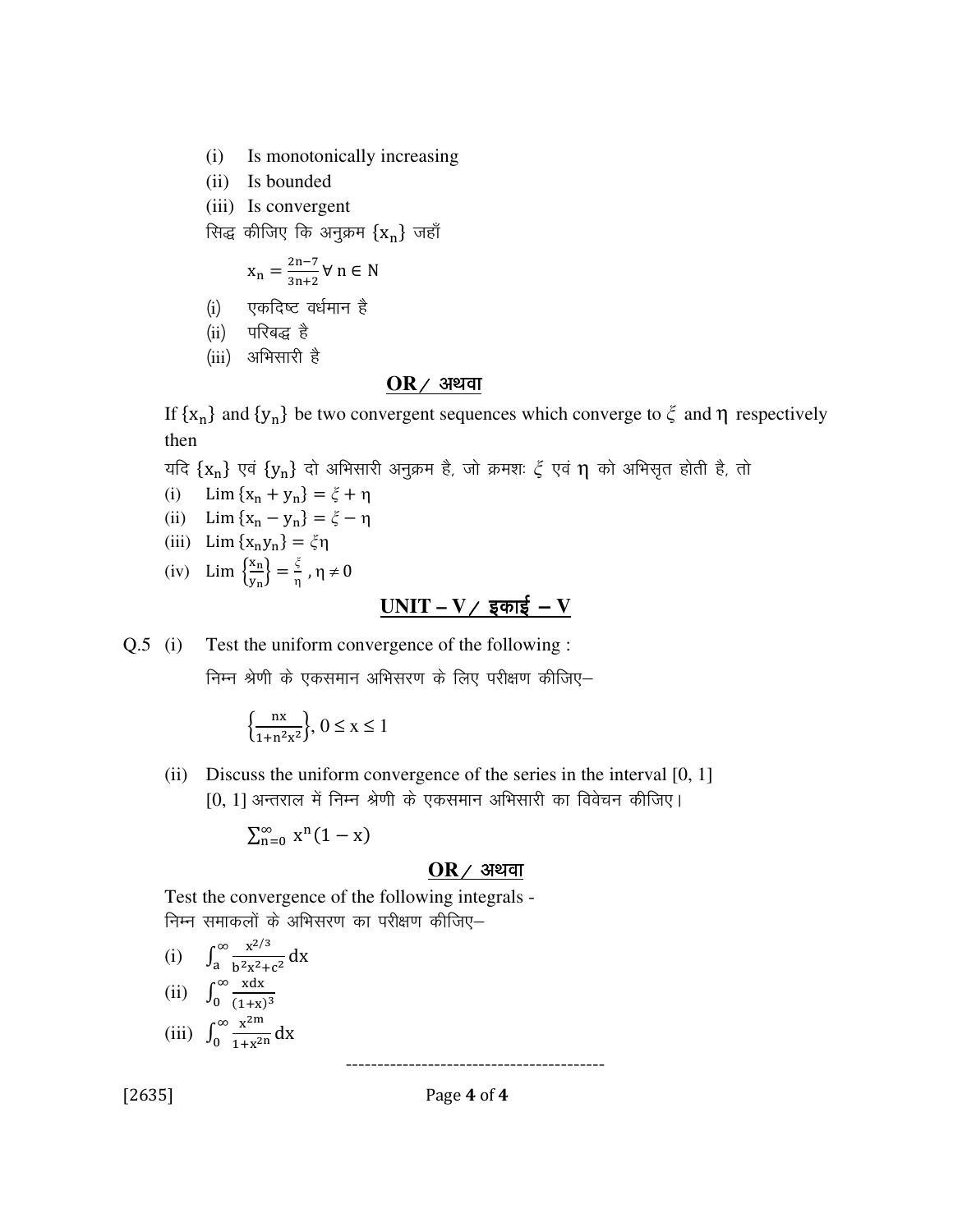(i) Is monotonically increasing
(ii) Is bounded
(iii) Is convergent

सिद्ध कीजिए कि अनुक्रम $\{x_n\}$ जहाँ

$$x_n = \frac{2n-7}{3n+2} \forall\, n \in N$$

(i) एकदिष्ट वर्धमान है
(ii) परिबद्ध है
(iii) अभिसारी है

**OR / अथवा**

If $\{x_n\}$ and $\{y_n\}$ be two convergent sequences which converge to $\xi$ and $\eta$ respectively then

यदि $\{x_n\}$ एवं $\{y_n\}$ दो अभिसारी अनुक्रम है, जो क्रमशः $\xi$ एवं $\eta$ को अभिसृत होती है, तो

(i) $\text{Lim}\{x_n + y_n\} = \xi + \eta$
(ii) $\text{Lim}\{x_n - y_n\} = \xi - \eta$
(iii) $\text{Lim}\{x_n y_n\} = \xi\eta$
(iv) $\text{Lim}\left\{\frac{x_n}{y_n}\right\} = \frac{\xi}{\eta}, \eta \neq 0$

## UNIT – V / इकाई – V

Q.5 (i) Test the uniform convergence of the following :

निम्न श्रेणी के एकसमान अभिसरण के लिए परीक्षण कीजिए–

$$\left\{\frac{nx}{1+n^2x^2}\right\}, 0 \leq x \leq 1$$

(ii) Discuss the uniform convergence of the series in the interval [0, 1]

[0, 1] अन्तराल में निम्न श्रेणी के एकसमान अभिसारी का विवेचन कीजिए।

$$\sum_{n=0}^{\infty} x^n(1-x)$$

**OR / अथवा**

Test the convergence of the following integrals -

निम्न समाकलों के अभिसरण का परीक्षण कीजिए–

(i) $\int_a^\infty \frac{x^{2/3}}{b^2x^2+c^2}\,dx$

(ii) $\int_0^\infty \frac{x\,dx}{(1+x)^3}$

(iii) $\int_0^\infty \frac{x^{2m}}{1+x^{2n}}\,dx$

-----------------------------------------

[2635]